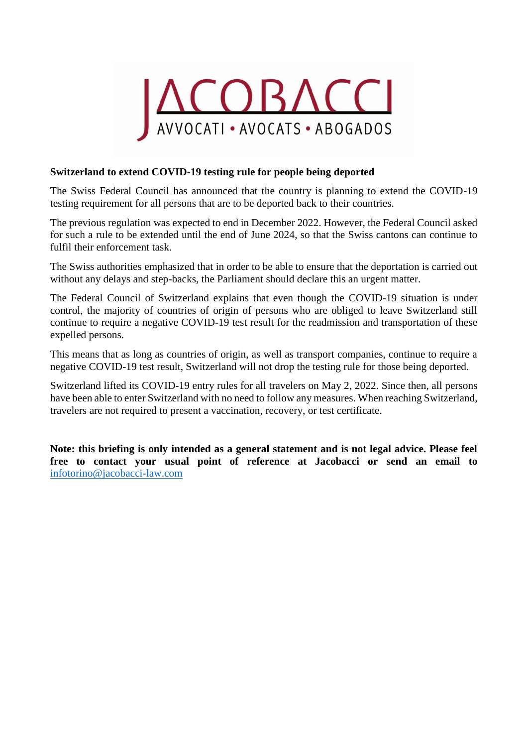JACOBACCI

AVVOCATI • AVOCATS • ABOGADOS

**Switzerland to extend COVID-19 testing rule for people being deported**

The Swiss Federal Council has announced that the country is planning to extend the COVID-19 testing requirement for all persons that are to be deported back to their countries.

The previous regulation was expected to end in December 2022. However, the Federal Council asked for such a rule to be extended until the end of June 2024, so that the Swiss cantons can continue to fulfil their enforcement task.

The Swiss authorities emphasized that in order to be able to ensure that the deportation is carried out without any delays and step-backs, the Parliament should declare this an urgent matter.

The Federal Council of Switzerland explains that even though the COVID-19 situation is under control, the majority of countries of origin of persons who are obliged to leave Switzerland still continue to require a negative COVID-19 test result for the readmission and transportation of these expelled persons.

This means that as long as countries of origin, as well as transport companies, continue to require a negative COVID-19 test result, Switzerland will not drop the testing rule for those being deported.

Switzerland lifted its COVID-19 entry rules for all travelers on May 2, 2022. Since then, all persons have been able to enter Switzerland with no need to follow any measures. When reaching Switzerland, travelers are not required to present a vaccination, recovery, or test certificate.

**Note: this briefing is only intended as a general statement and is not legal advice. Please feel free to contact your usual point of reference at Jacobacci or send an email to** [infotorino@jacobacci-law.com](mailto:infotorino@jacobacci-law.com)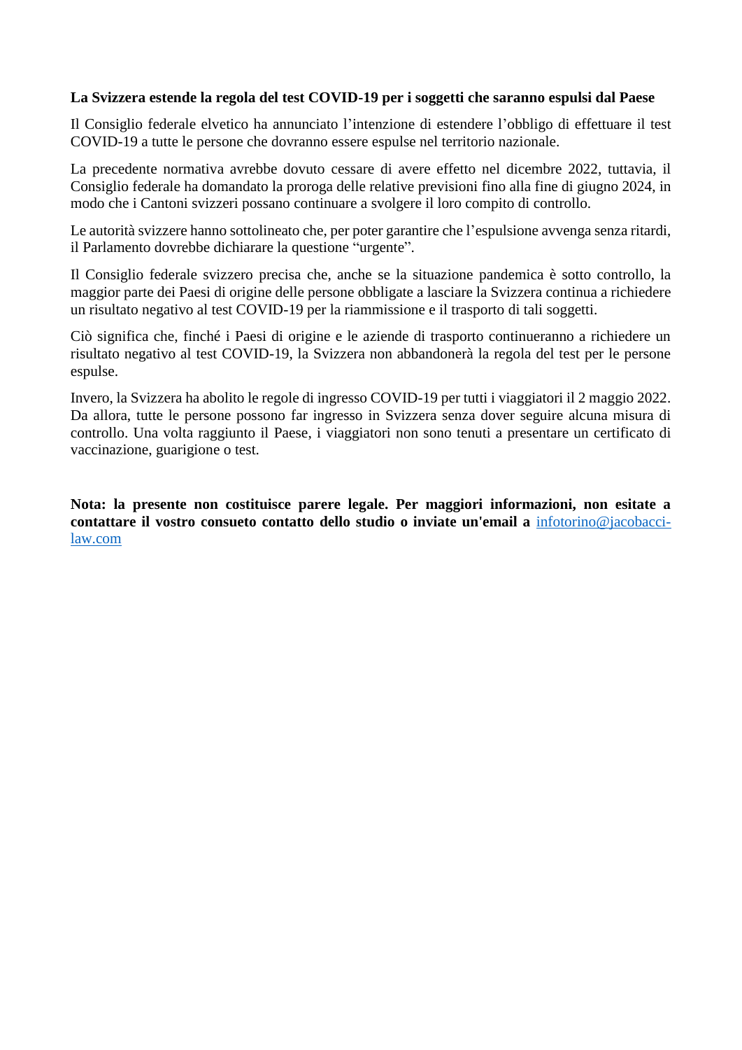**La Svizzera estende la regola del test COVID-19 per i soggetti che saranno espulsi dal Paese**

Il Consiglio federale elvetico ha annunciato l'intenzione di estendere l'obbligo di effettuare il test COVID-19 a tutte le persone che dovranno essere espulse nel territorio nazionale.

La precedente normativa avrebbe dovuto cessare di avere effetto nel dicembre 2022, tuttavia, il Consiglio federale ha domandato la proroga delle relative previsioni fino alla fine di giugno 2024, in modo che i Cantoni svizzeri possano continuare a svolgere il loro compito di controllo.

Le autorità svizzere hanno sottolineato che, per poter garantire che l'espulsione avvenga senza ritardi, il Parlamento dovrebbe dichiarare la questione "urgente".

Il Consiglio federale svizzero precisa che, anche se la situazione pandemica è sotto controllo, la maggior parte dei Paesi di origine delle persone obbligate a lasciare la Svizzera continua a richiedere un risultato negativo al test COVID-19 per la riammissione e il trasporto di tali soggetti.

Ciò significa che, finché i Paesi di origine e le aziende di trasporto continueranno a richiedere un risultato negativo al test COVID-19, la Svizzera non abbandonerà la regola del test per le persone espulse.

Invero, la Svizzera ha abolito le regole di ingresso COVID-19 per tutti i viaggiatori il 2 maggio 2022. Da allora, tutte le persone possono far ingresso in Svizzera senza dover seguire alcuna misura di controllo. Una volta raggiunto il Paese, i viaggiatori non sono tenuti a presentare un certificato di vaccinazione, guarigione o test.

**Nota: la presente non costituisce parere legale. Per maggiori informazioni, non esitate a contattare il vostro consueto contatto dello studio o inviate un'email a** infotorino@jacobacci-law.com